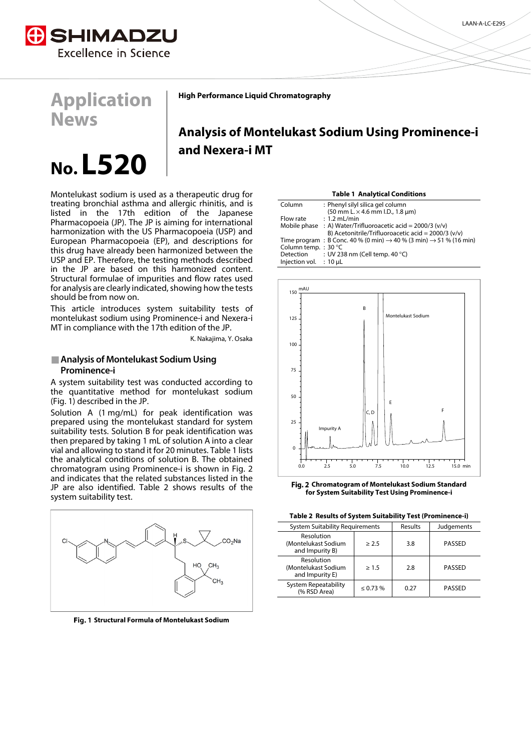# Application News

# No. L520

**High Performance Liquid Chromatography**

## Analysis of Montelukast Sodium Using Prominence-i and Nexera-i MT

Montelukast sodium is used as a therapeutic drug for treating bronchial asthma and allergic rhinitis, and is listed in the 17th edition of the Japanese Pharmacopoeia (JP). The JP is aiming for international harmonization with the US Pharmacopoeia (USP) and European Pharmacopoeia (EP), and descriptions for this drug have already been harmonized between the USP and EP. Therefore, the testing methods described in the JP are based on this harmonized content. Structural formulae of impurities and flow rates used for analysis are clearly indicated, showing how the tests should be from now on.

This article introduces system suitability tests of montelukast sodium using Prominence-i and Nexera-i MT in compliance with the 17th edition of the JP.

K. Nakajima, Y. Osaka

### Analysis of Montelukast Sodium Using Prominence-i

A system suitability test was conducted according to the quantitative method for montelukast sodium (Fig. 1) described in the JP.

Solution A (1 mg/mL) for peak identification was prepared using the montelukast standard for system suitability tests. Solution B for peak identification was then prepared by taking 1 mL of solution A into a clear vial and allowing to stand it for 20 minutes. Table 1 lists the analytical conditions of solution B. The obtained chromatogram using Prominence-i is shown in Fig. 2 and indicates that the related substances listed in the JP are also identified. Table 2 shows results of the system suitability test.

**Fig. 1 Structural Formula of Montelukast Sodium**

**Table 1 Analytical Conditions**

| | |
|---|---|
| Column | : Phenyl silyl silica gel column (50 mm L. × 4.6 mm I.D., 1.8 µm) |
| Flow rate | : 1.2 mL/min |
| Mobile phase | : A) Water/Trifluoroacetic acid = 2000/3 (v/v) B) Acetonitrile/Trifluoroacetic acid = 2000/3 (v/v) |
| Time program | : B Conc. 40 % (0 min) → 40 % (3 min) → 51 % (16 min) |
| Column temp. | : 30 °C |
| Detection | : UV 238 nm (Cell temp. 40 °C) |
| Injection vol. | : 10 µL |

**Fig. 2 Chromatogram of Montelukast Sodium Standard for System Suitability Test Using Prominence-i**

**Table 2 Results of System Suitability Test (Prominence-i)**

| System Suitability Requirements | | Results | Judgements |
|---|---|---|---|
| Resolution (Montelukast Sodium and Impurity B) | ≥ 2.5 | 3.8 | PASSED |
| Resolution (Montelukast Sodium and Impurity E) | ≥ 1.5 | 2.8 | PASSED |
| System Repeatability (% RSD Area) | ≤ 0.73 % | 0.27 | PASSED |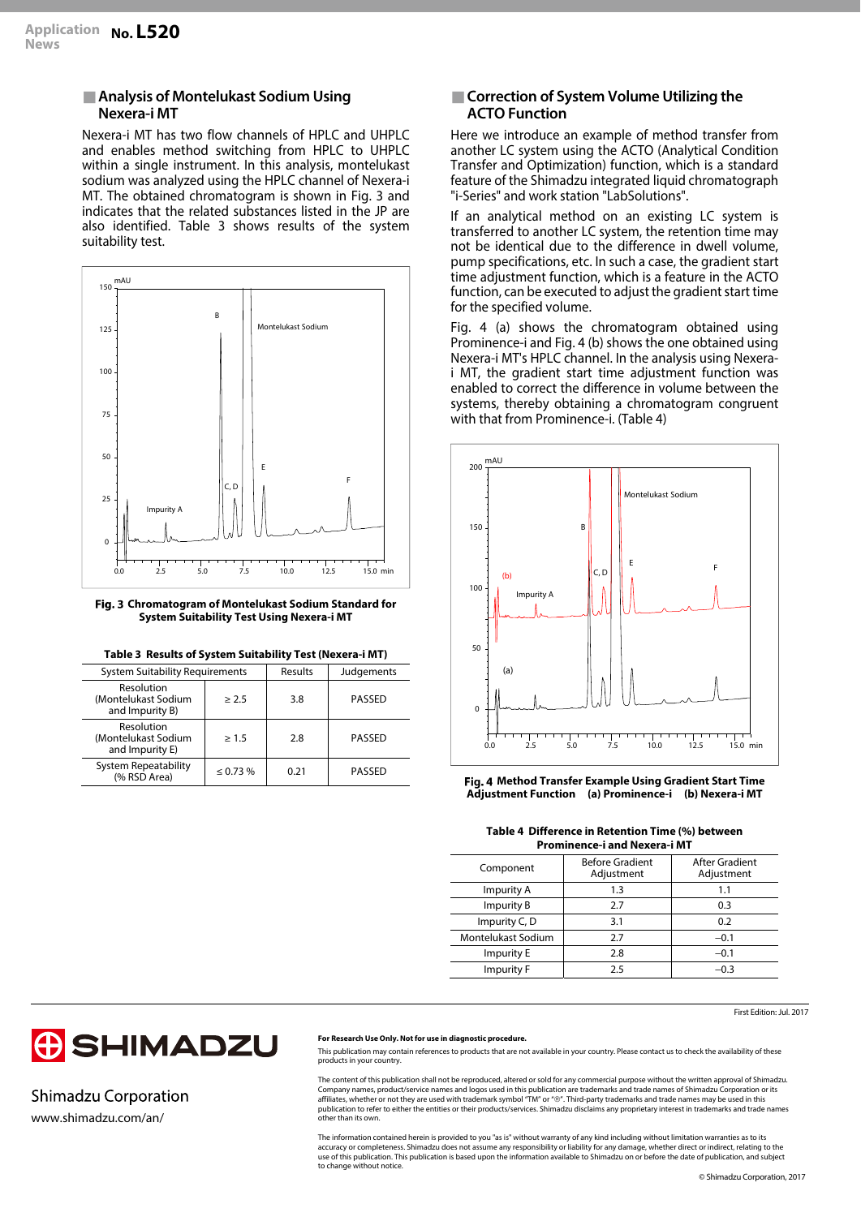## Analysis of Montelukast Sodium Using Nexera-i MT

Nexera-i MT has two flow channels of HPLC and UHPLC and enables method switching from HPLC to UHPLC within a single instrument. In this analysis, montelukast sodium was analyzed using the HPLC channel of Nexera-i MT. The obtained chromatogram is shown in Fig. 3 and indicates that the related substances listed in the JP are also identified. Table 3 shows results of the system suitability test.

mAU
150
125
100
75
50
25
0
0.0 2.5 5.0 7.5 10.0 12.5 15.0 min
B
Montelukast Sodium
E
F
C, D
Impurity A

**Fig. 3 Chromatogram of Montelukast Sodium Standard for System Suitability Test Using Nexera-i MT**

**Table 3 Results of System Suitability Test (Nexera-i MT)**

| System Suitability Requirements | | Results | Judgements |
|---|---|---|---|
| Resolution (Montelukast Sodium and Impurity B) | ≥ 2.5 | 3.8 | PASSED |
| Resolution (Montelukast Sodium and Impurity E) | ≥ 1.5 | 2.8 | PASSED |
| System Repeatability (% RSD Area) | ≤ 0.73 % | 0.21 | PASSED |

## Correction of System Volume Utilizing the ACTO Function

Here we introduce an example of method transfer from another LC system using the ACTO (Analytical Condition Transfer and Optimization) function, which is a standard feature of the Shimadzu integrated liquid chromatograph "i-Series" and work station "LabSolutions".

If an analytical method on an existing LC system is transferred to another LC system, the retention time may not be identical due to the difference in dwell volume, pump specifications, etc. In such a case, the gradient start time adjustment function, which is a feature in the ACTO function, can be executed to adjust the gradient start time for the specified volume.

Fig. 4 (a) shows the chromatogram obtained using Prominence-i and Fig. 4 (b) shows the one obtained using Nexera-i MT's HPLC channel. In the analysis using Nexera-i MT, the gradient start time adjustment function was enabled to correct the difference in volume between the systems, thereby obtaining a chromatogram congruent with that from Prominence-i. (Table 4)

mAU
200
150
100
50
0
0.0 2.5 5.0 7.5 10.0 12.5 15.0 min
Montelukast Sodium
B
E
F
C, D
(b)
Impurity A
(a)

**Fig. 4 Method Transfer Example Using Gradient Start Time Adjustment Function (a) Prominence-i (b) Nexera-i MT**

**Table 4 Difference in Retention Time (%) between Prominence-i and Nexera-i MT**

| Component | Before Gradient Adjustment | After Gradient Adjustment |
|---|---|---|
| Impurity A | 1.3 | 1.1 |
| Impurity B | 2.7 | 0.3 |
| Impurity C, D | 3.1 | 0.2 |
| Montelukast Sodium | 2.7 | −0.1 |
| Impurity E | 2.8 | −0.1 |
| Impurity F | 2.5 | −0.3 |

First Edition: Jul. 2017

SHIMADZU

Shimadzu Corporation
www.shimadzu.com/an/

**For Research Use Only. Not for use in diagnostic procedure.**

This publication may contain references to products that are not available in your country. Please contact us to check the availability of these products in your country.

The content of this publication shall not be reproduced, altered or sold for any commercial purpose without the written approval of Shimadzu. Company names, product/service names and logos used in this publication are trademarks and trade names of Shimadzu Corporation or its affiliates, whether or not they are used with trademark symbol "TM" or "®". Third-party trademarks and trade names may be used in this publication to refer to either the entities or their products/services. Shimadzu disclaims any proprietary interest in trademarks and trade names other than its own.

The information contained herein is provided to you "as is" without warranty of any kind including without limitation warranties as to its accuracy or completeness. Shimadzu does not assume any responsibility or liability for any damage, whether direct or indirect, relating to the use of this publication. This publication is based upon the information available to Shimadzu on or before the date of publication, and subject to change without notice.

© Shimadzu Corporation, 2017